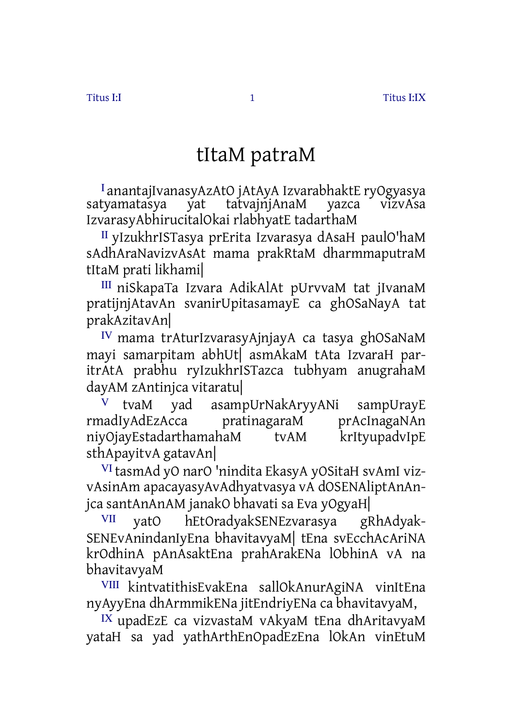# tItaM patraM

I anantajIvanasyAzAtO jAtAyA IzvarabhaktE ryOgyasya satyamatasya yat tatvajnjAnaM yazca vizvAsa IzvarasyAbhirucitalOkai rlabhyatE tadarthaM

II yIzukhrISTasya prErita Izvarasya dAsaH paulO'haM sAdhAraNavizvAsAt mama prakRtaM dharmmaputraM tItaM prati likhami|

III niSkapaTa Izvara AdikAlAt pUrvvaM tat jIvanaM pratijnjAtavAn svanirUpitasamayE ca ghOSaNayA tat prakAzitavAn|

IV mama trAturIzvarasyAjnjayA ca tasya ghOSaNaM mayi samarpitam abhUt| asmAkaM tAta IzvaraH paritrAtA prabhu ryIzukhrISTazca tubhyam anugrahaM dayAM zAntinjca vitaratu|

V tvaM yad asampUrNakAryyANi sampUrayE rmadIyAdEzAcca pratinagaraM prAcInagaNAn niyOjayEstadarthamahaM tvAM krItyupadvIpE sthApayitvA gatavAn|

VI tasmAd yO narO 'nindita EkasyA yOSitaH svAmI vizvAsinAm apacayasyAvAdhyatvasya vA dOSENAliptAnAnjca santAnAnAM janakO bhavati sa Eva yOgyaH|

VII yatO hEtOradyakSENEzvarasya gRhAdyakSENEvAnindanIyEna bhavitavyaM| tEna svEcchAcAriNA krOdhinA pAnAsaktEna prahArakENa lObhinA vA na bhavitavyaM

VIII kintvatithisEvakEna sallOkAnurAgiNA vinItEna nyAyyEna dhArmmikENa jitEndriyENa ca bhavitavyaM,

IX upadEzE ca vizvastaM vAkyaM tEna dhAritavyaM yataH sa yad yathArthEnOpadEzEna lOkAn vinEtuM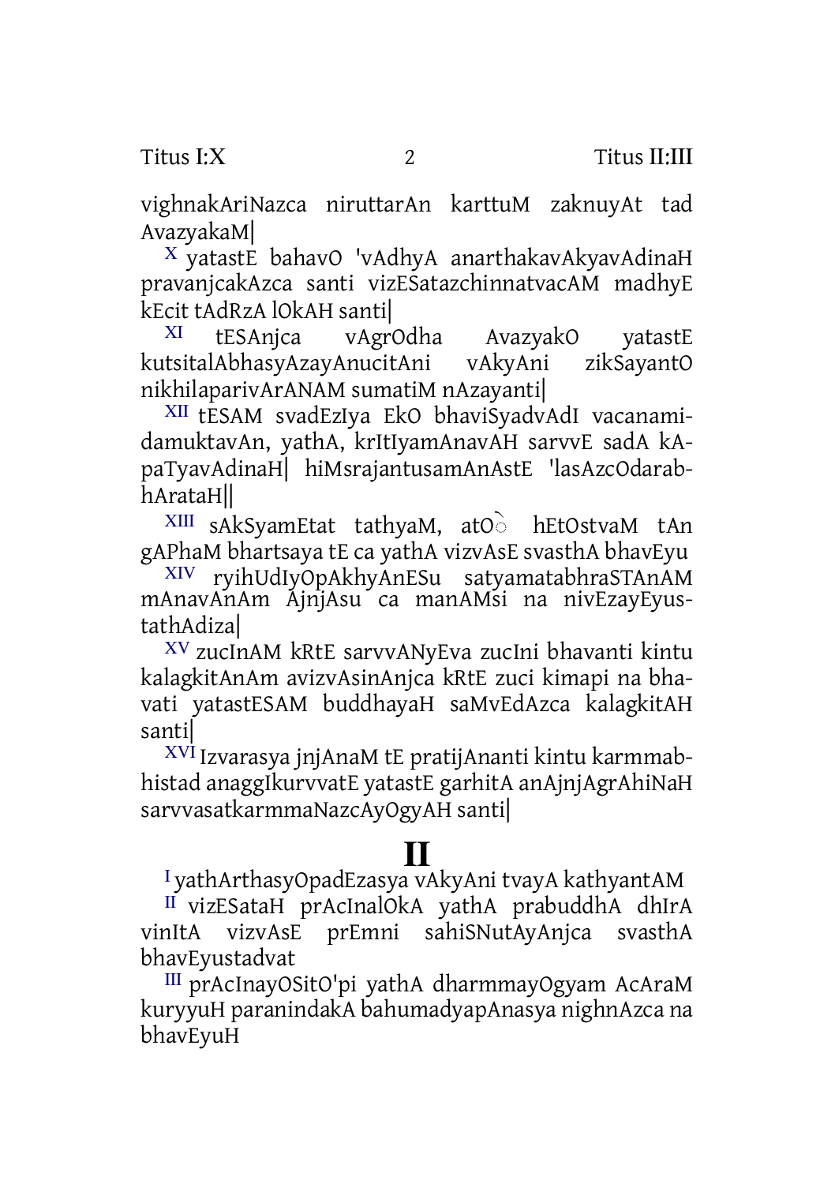vighnakAriNazca niruttarAn karttuM zaknuyAt tad AvazyakaM|

X yatastE bahavO 'vAdhyA anarthakavAkyavAdinaH pravanjcakAzca santi vizESatazchinnatvacAM madhyE kEcit tAdRzA lOkAH santi|

XI tESAnjca vAgrOdha AvazyakO yatastE kutsitalAbhasyAzayAnucitAni vAkyAni zikSayantO nikhilaparivArANAM sumatiM nAzayanti|

XII tESAM svadEzIya EkO bhaviSyadvAdI vacanamidamuktavAn, yathA, krItIyamAnavAH sarvvE sadA kApaTyavAdinaH| hiMsrajantusamAnAstE 'lasAzcOdarabhArataH||

XIII sAkSyamEtat tathyaM, atÒ hEtOstvaM tAn gAPhaM bhartsaya tE ca yathA vizvAsE svasthA bhavEyu

XIV ryihUdIyOpAkhyAnESu satyamatabhraSTAnAM mAnavAnAm AjnjAsu ca manAMsi na nivEzayEyustathAdiza|

XV zucInAM kRtE sarvvANyEva zucIni bhavanti kintu kalagkitAnAm avizvAsinAnjca kRtE zuci kimapi na bhavati yatastESAM buddhayaH saMvEdAzca kalagkitAH santi|

XVI Izvarasya jnjAnaM tE pratijAnanti kintu karmmabhistad anaggIkurvvatE yatastE garhitA anAjnjAgrAhiNaH sarvvasatkarmmaNazcAyOgyAH santi|

# II

I yathArthasyOpadEzasya vAkyAni tvayA kathyantAM

II vizESataH prAcInalOkA yathA prabuddhA dhIrA vinItA vizvAsE prEmni sahiSNutAyAnjca svasthA bhavEyustadvat

III prAcInayOSitO'pi yathA dharmmayOgyam AcAraM kuryyuH paranindakA bahumadyapAnasya nighnAzca na bhavEyuH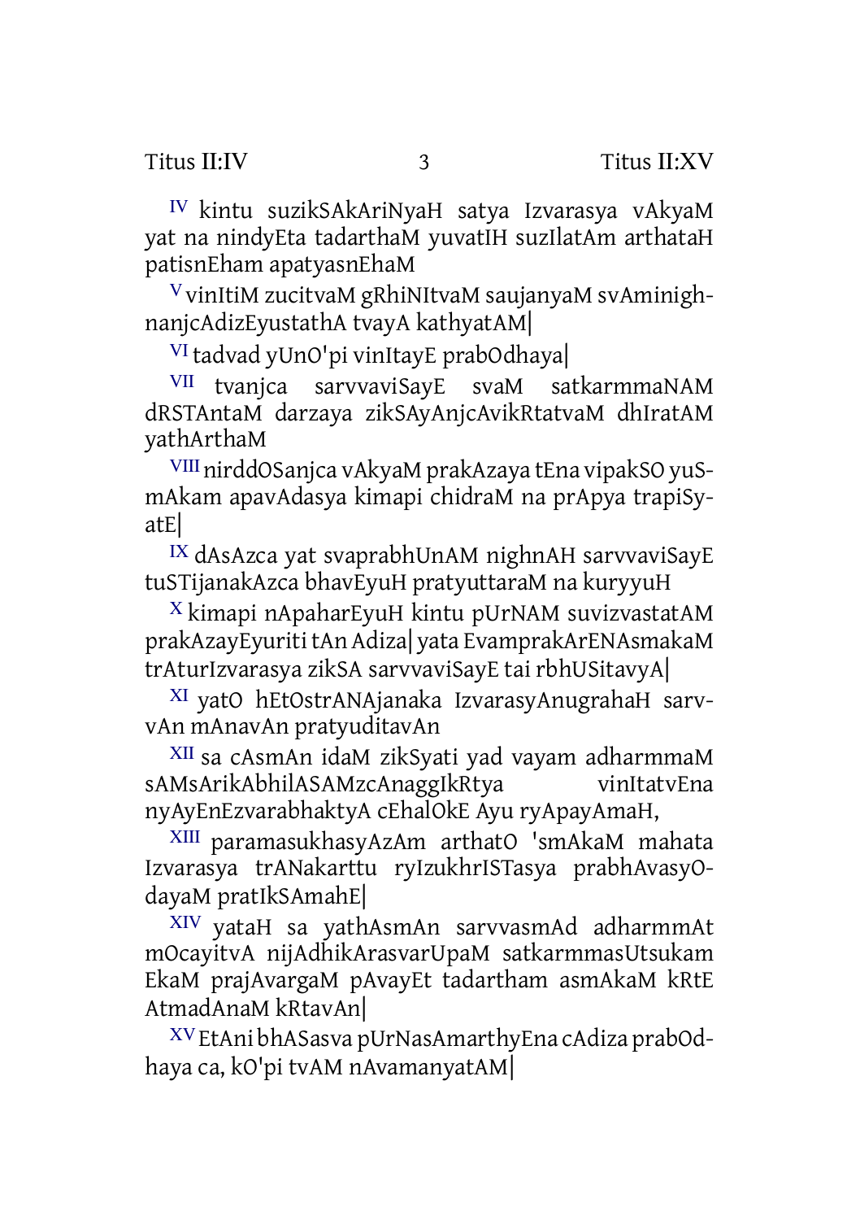IV kintu suzikSAkAriNyaH satya Izvarasya vAkyaM yat na nindyEta tadarthaM yuvatIH suzIlatAm arthataH patisnEham apatyasnEhaM

V vinItiM zucitvaM gRhiNItvaM saujanyaM svAminighnanjcAdizEyustathA tvayA kathyatAM|

VI tadvad yUnO'pi vinItayE prabOdhaya|

VII tvanjca sarvvaviSayE svaM satkarmmaNAM dRSTAntaM darzaya zikSAyAnjcAvikRtatvaM dhIratAM yathArthaM

VIII nirddOSanjca vAkyaM prakAzaya tEna vipakSO yuSmAkam apavAdasya kimapi chidraM na prApya trapiSyatE|

IX dAsAzca yat svaprabhUnAM nighnAH sarvvaviSayE tuSTijanakAzca bhavEyuH pratyuttaraM na kuryyuH

X kimapi nApaharEyuH kintu pUrNAM suvizvastatAM prakAzayEyuriti tAn Adiza| yata EvamprakArENAsmakaM trAturIzvarasya zikSA sarvvaviSayE tai rbhUSitavyA|

XI yatO hEtOstrANAjanaka IzvarasyAnugrahaH sarvvAn mAnavAn pratyuditavAn

XII sa cAsmAn idaM zikSyati yad vayam adharmmaM sAMsArikAbhilASAMzcAnaggIkRtya vinItatvEna nyAyEnEzvarabhaktyA cEhalOkE Ayu ryApayAmaH,

XIII paramasukhasyAzAm arthatO 'smAkaM mahata Izvarasya trANakarttu ryIzukhrISTasya prabhAvasyOdayaM pratIkSAmahE|

XIV yataH sa yathAsmAn sarvvasmAd adharmmAt mOcayitvA nijAdhikArasvarUpaM satkarmmasUtsukam EkaM prajAvargaM pAvayEt tadartham asmAkaM kRtE AtmadAnaM kRtavAn|

XV EtAni bhASasva pUrNasAmarthyEna cAdiza prabOdhaya ca, kO'pi tvAM nAvamanyatAM|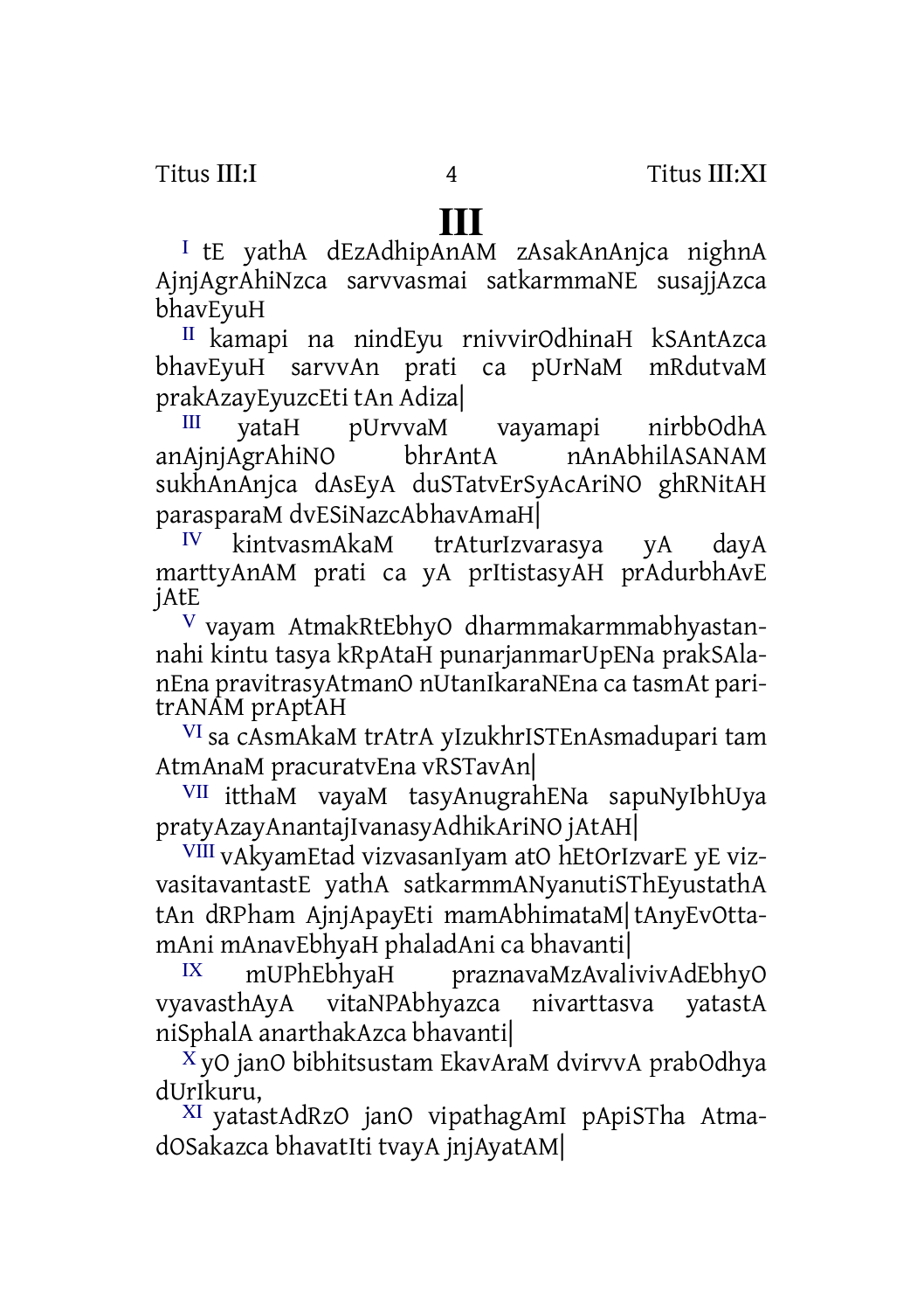# III

I tE yathA dEzAdhipAnAM zAsakAnAnjca nighnA AjnjAgrAhiNzca sarvvasmai satkarmmaNE susajjAzca bhavEyuH

II kamapi na nindEyu rnivvirOdhinaH kSAntAzca bhavEyuH sarvvAn prati ca pUrNaM mRdutvaM prakAzayEyuzcEti tAn Adiza|

III yataH pUrvvaM vayamapi nirbbOdhA anAjnjAgrAhiNO bhrAntA nAnAbhilASANAM sukhAnAnjca dAsEyA duSTatvErSyAcAriNO ghRNitAH parasparaM dvESiNazcAbhavAmaH|

IV kintvasmAkaM trAturIzvarasya yA dayA marttyAnAM prati ca yA prItistasyAH prAdurbhAvE jAtE

V vayam AtmakRtEbhyO dharmmakarmmabhyastannahi kintu tasya kRpAtaH punarjanmarUpENa prakSAlanEna pravitrasyAtmanO nUtanIkaraNEna ca tasmAt paritrANAM prAptAH

VI sa cAsmAkaM trAtrA yIzukhrISTEnAsmadupari tam AtmAnaM pracuratvEna vRSTavAn|

VII itthaM vayaM tasyAnugrahENa sapuNyIbhUya pratyAzayAnantajIvanasyAdhikAriNO jAtAH|

VIII vAkyamEtad vizvasanIyam atO hEtOrIzvarE yE vizvasitavantastE yathA satkarmmANyanutiSThEyustathA tAn dRPham AjnjApayEti mamAbhimataM| tAnyEvOttamAni mAnavEbhyaH phaladAni ca bhavanti|

IX mUPhEbhyaH praznavaMzAvalivivAdEbhyO vyavasthAyA vitaNPAbhyazca nivarttasva yatastA niSphalA anarthakAzca bhavanti|

X yO janO bibhitsustam EkavAraM dvirvvA prabOdhya dUrIkuru,

XI yatastAdRzO janO vipathagAmI pApiSTha AtmadOSakazca bhavatIti tvayA jnjAyatAM|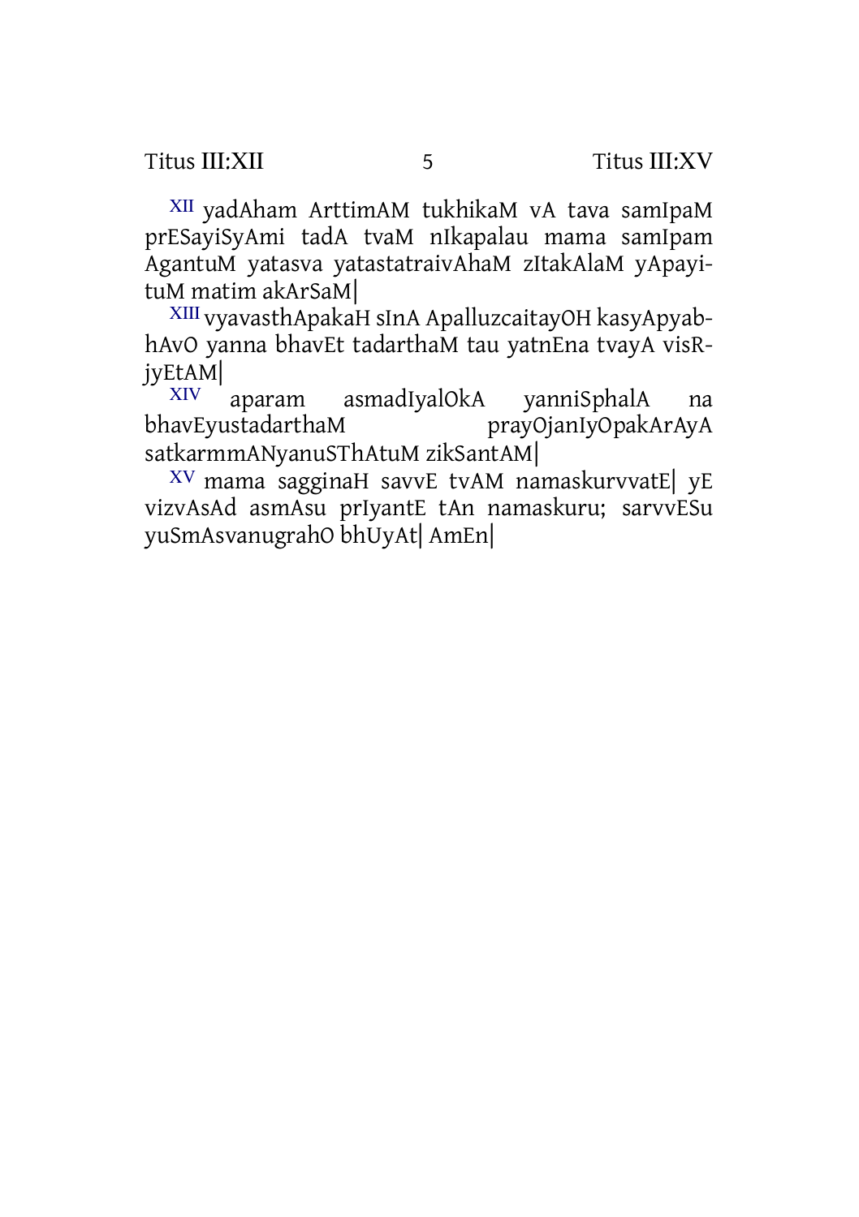XII yadAham ArttimAM tukhikaM vA tava samIpaM prESayiSyAmi tadA tvaM nIkapalau mama samIpam AgantuM yatasva yatastatraivAhaM zItakAlaM yApayituM matim akArSaM|

XIII vyavasthApakaH sInA ApalluzcaitayOH kasyApyabhAvO yanna bhavEt tadarthaM tau yatnEna tvayA visRjyEtAM|

XIV aparam asmadIyalOkA yanniSphalA na bhavEyustadarthaM prayOjanIyOpakArAyA satkarmmANyanuSThAtuM zikSantAM|

XV mama sagginaH savvE tvAM namaskurvvatE| yE vizvAsAd asmAsu prIyantE tAn namaskuru; sarvvESu yuSmAsvanugrahO bhUyAt| AmEn|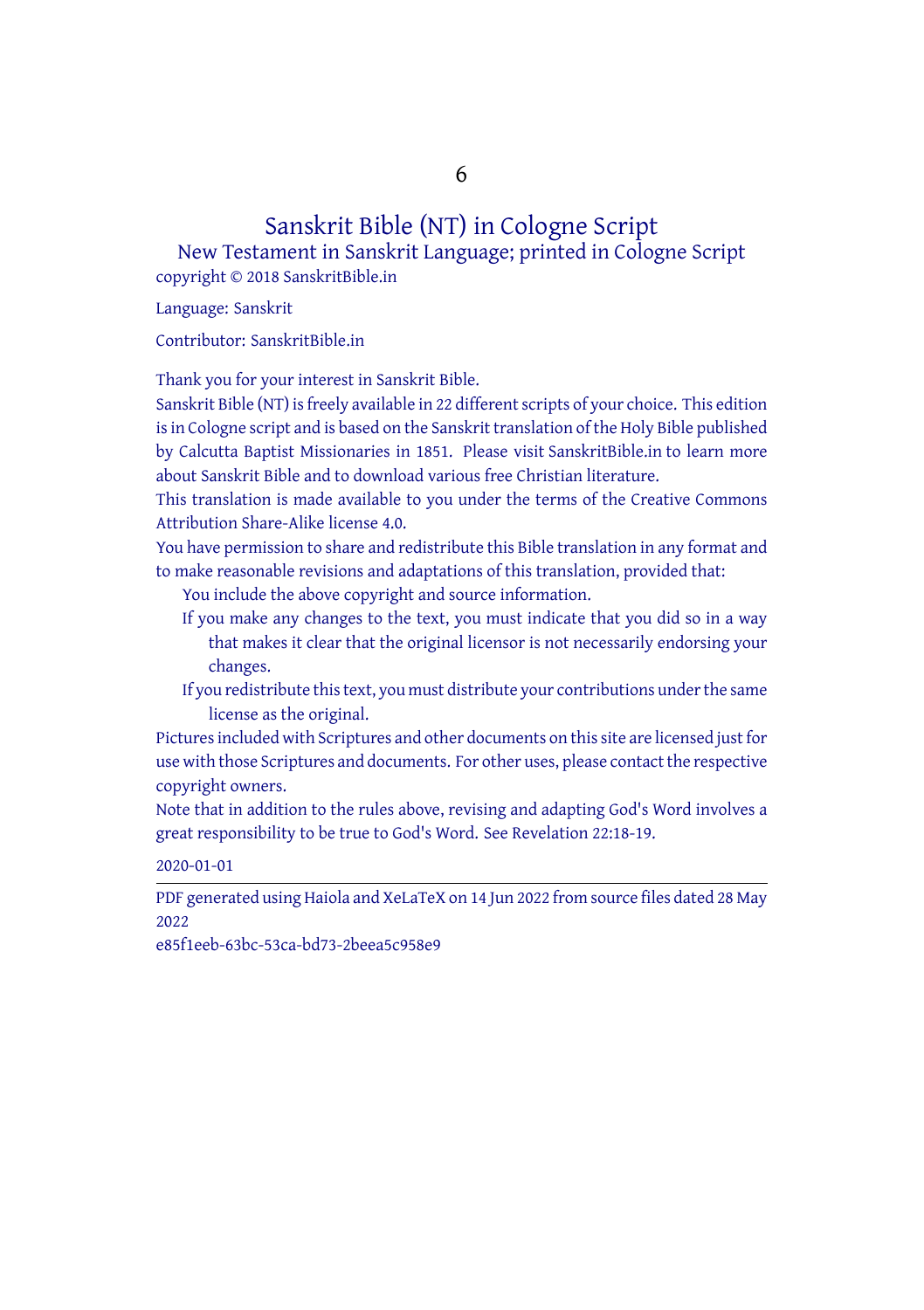# Sanskrit Bible (NT) in Cologne Script

## New Testament in Sanskrit Language; printed in Cologne Script

copyright © 2018 SanskritBible.in

Language: Sanskrit

Contributor: SanskritBible.in

Thank you for your interest in Sanskrit Bible.
Sanskrit Bible (NT) is freely available in 22 different scripts of your choice. This edition is in Cologne script and is based on the Sanskrit translation of the Holy Bible published by Calcutta Baptist Missionaries in 1851. Please visit SanskritBible.in to learn more about Sanskrit Bible and to download various free Christian literature.
This translation is made available to you under the terms of the Creative Commons Attribution Share-Alike license 4.0.
You have permission to share and redistribute this Bible translation in any format and to make reasonable revisions and adaptations of this translation, provided that:

- You include the above copyright and source information.
- If you make any changes to the text, you must indicate that you did so in a way that makes it clear that the original licensor is not necessarily endorsing your changes.
- If you redistribute this text, you must distribute your contributions under the same license as the original.

Pictures included with Scriptures and other documents on this site are licensed just for use with those Scriptures and documents. For other uses, please contact the respective copyright owners.
Note that in addition to the rules above, revising and adapting God's Word involves a great responsibility to be true to God's Word. See Revelation 22:18-19.

2020-01-01

---

PDF generated using Haiola and XeLaTeX on 14 Jun 2022 from source files dated 28 May 2022
e85f1eeb-63bc-53ca-bd73-2beea5c958e9